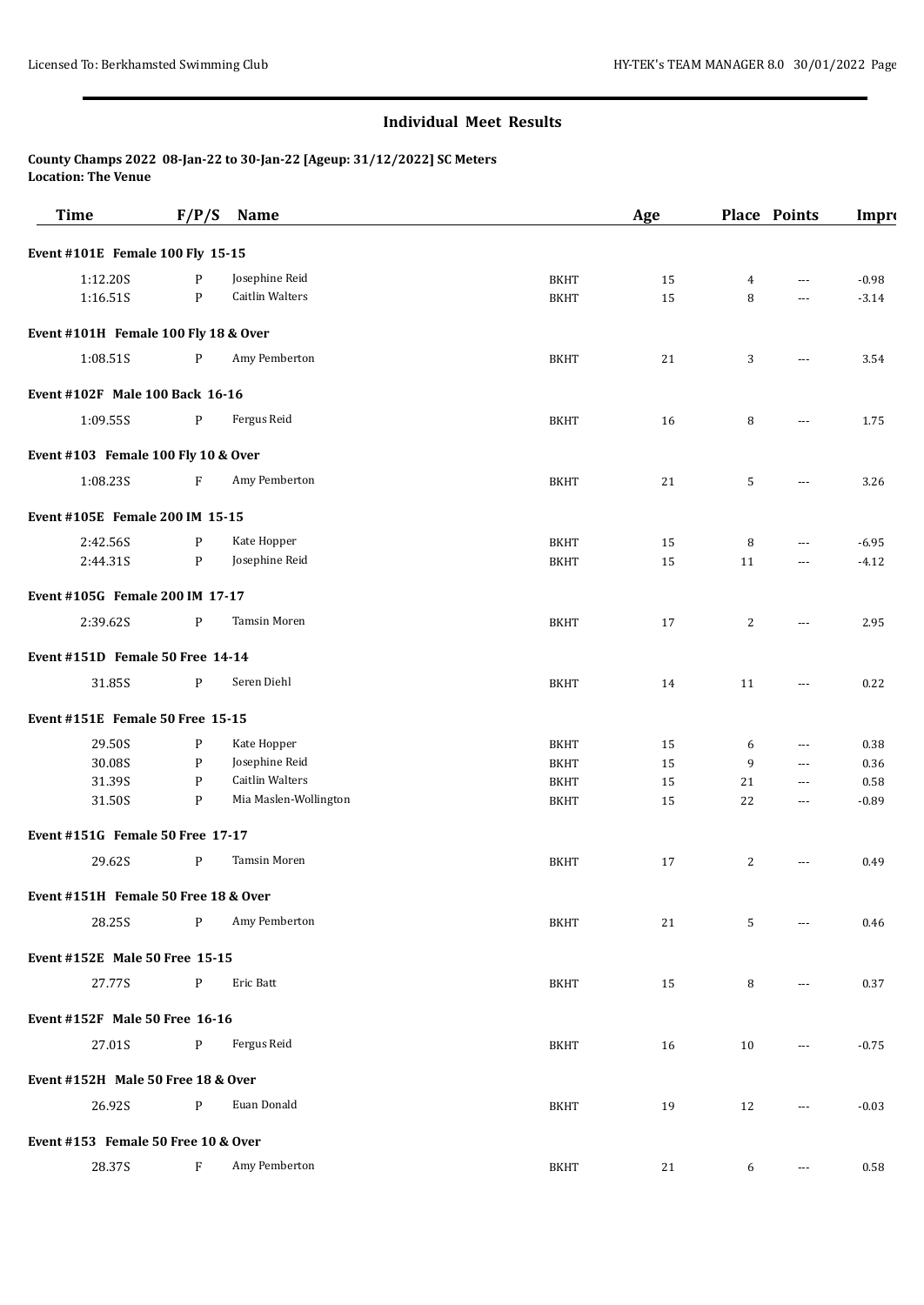## Individual Meet Results

**County Champs 2022 08-Jan-22 to 30-Jan-22 [Ageup: 31/12/2022] SC Meters**
**Location: The Venue**

| Time | F/P/S | Name | | Age | Place | Points | Impro |
|---|---|---|---|---|---|---|---|
| **Event #101E Female 100 Fly 15-15** | | | | | | | |
| 1:12.20S | P | Josephine Reid | BKHT | 15 | 4 | --- | -0.98 |
| 1:16.51S | P | Caitlin Walters | BKHT | 15 | 8 | --- | -3.14 |
| **Event #101H Female 100 Fly 18 & Over** | | | | | | | |
| 1:08.51S | P | Amy Pemberton | BKHT | 21 | 3 | --- | 3.54 |
| **Event #102F Male 100 Back 16-16** | | | | | | | |
| 1:09.55S | P | Fergus Reid | BKHT | 16 | 8 | --- | 1.75 |
| **Event #103 Female 100 Fly 10 & Over** | | | | | | | |
| 1:08.23S | F | Amy Pemberton | BKHT | 21 | 5 | --- | 3.26 |
| **Event #105E Female 200 IM 15-15** | | | | | | | |
| 2:42.56S | P | Kate Hopper | BKHT | 15 | 8 | --- | -6.95 |
| 2:44.31S | P | Josephine Reid | BKHT | 15 | 11 | --- | -4.12 |
| **Event #105G Female 200 IM 17-17** | | | | | | | |
| 2:39.62S | P | Tamsin Moren | BKHT | 17 | 2 | --- | 2.95 |
| **Event #151D Female 50 Free 14-14** | | | | | | | |
| 31.85S | P | Seren Diehl | BKHT | 14 | 11 | --- | 0.22 |
| **Event #151E Female 50 Free 15-15** | | | | | | | |
| 29.50S | P | Kate Hopper | BKHT | 15 | 6 | --- | 0.38 |
| 30.08S | P | Josephine Reid | BKHT | 15 | 9 | --- | 0.36 |
| 31.39S | P | Caitlin Walters | BKHT | 15 | 21 | --- | 0.58 |
| 31.50S | P | Mia Maslen-Wollington | BKHT | 15 | 22 | --- | -0.89 |
| **Event #151G Female 50 Free 17-17** | | | | | | | |
| 29.62S | P | Tamsin Moren | BKHT | 17 | 2 | --- | 0.49 |
| **Event #151H Female 50 Free 18 & Over** | | | | | | | |
| 28.25S | P | Amy Pemberton | BKHT | 21 | 5 | --- | 0.46 |
| **Event #152E Male 50 Free 15-15** | | | | | | | |
| 27.77S | P | Eric Batt | BKHT | 15 | 8 | --- | 0.37 |
| **Event #152F Male 50 Free 16-16** | | | | | | | |
| 27.01S | P | Fergus Reid | BKHT | 16 | 10 | --- | -0.75 |
| **Event #152H Male 50 Free 18 & Over** | | | | | | | |
| 26.92S | P | Euan Donald | BKHT | 19 | 12 | --- | -0.03 |
| **Event #153 Female 50 Free 10 & Over** | | | | | | | |
| 28.37S | F | Amy Pemberton | BKHT | 21 | 6 | --- | 0.58 |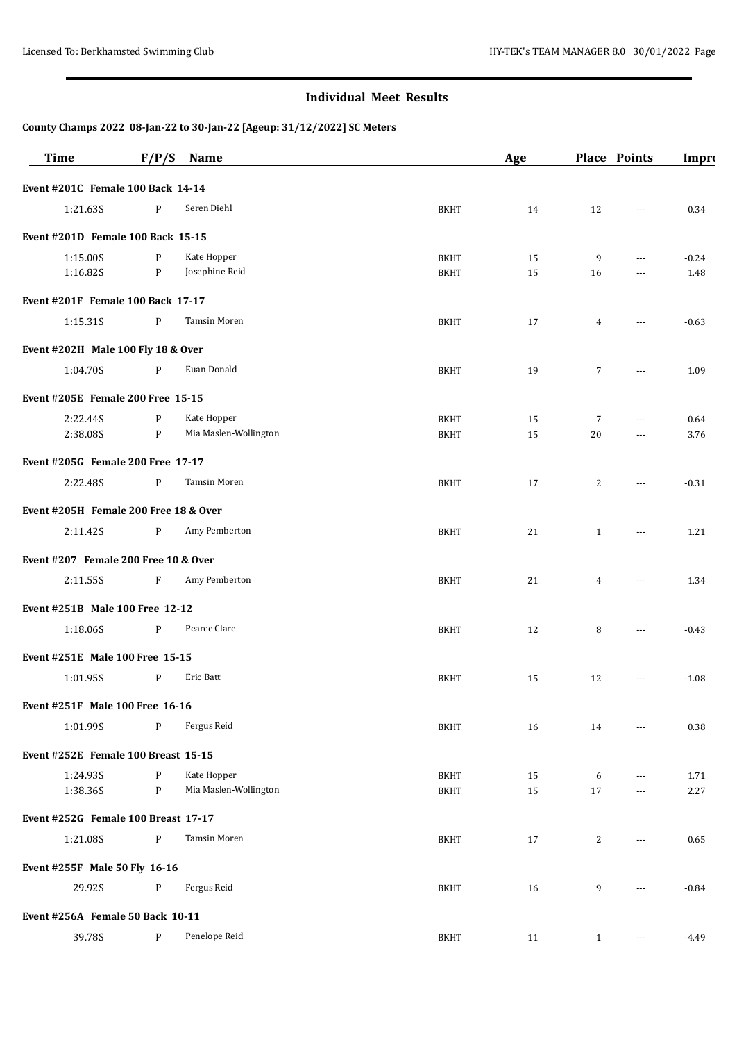## Individual Meet Results

**County Champs 2022 08-Jan-22 to 30-Jan-22 [Ageup: 31/12/2022] SC Meters**

| Time | F/P/S | Name | | Age | Place | Points | Impro |
|---|---|---|---|---|---|---|---|
| **Event #201C Female 100 Back 14-14** | | | | | | | |
| 1:21.63S | P | Seren Diehl | BKHT | 14 | 12 | --- | 0.34 |
| **Event #201D Female 100 Back 15-15** | | | | | | | |
| 1:15.00S | P | Kate Hopper | BKHT | 15 | 9 | --- | -0.24 |
| 1:16.82S | P | Josephine Reid | BKHT | 15 | 16 | --- | 1.48 |
| **Event #201F Female 100 Back 17-17** | | | | | | | |
| 1:15.31S | P | Tamsin Moren | BKHT | 17 | 4 | --- | -0.63 |
| **Event #202H Male 100 Fly 18 & Over** | | | | | | | |
| 1:04.70S | P | Euan Donald | BKHT | 19 | 7 | --- | 1.09 |
| **Event #205E Female 200 Free 15-15** | | | | | | | |
| 2:22.44S | P | Kate Hopper | BKHT | 15 | 7 | --- | -0.64 |
| 2:38.08S | P | Mia Maslen-Wollington | BKHT | 15 | 20 | --- | 3.76 |
| **Event #205G Female 200 Free 17-17** | | | | | | | |
| 2:22.48S | P | Tamsin Moren | BKHT | 17 | 2 | --- | -0.31 |
| **Event #205H Female 200 Free 18 & Over** | | | | | | | |
| 2:11.42S | P | Amy Pemberton | BKHT | 21 | 1 | --- | 1.21 |
| **Event #207 Female 200 Free 10 & Over** | | | | | | | |
| 2:11.55S | F | Amy Pemberton | BKHT | 21 | 4 | --- | 1.34 |
| **Event #251B Male 100 Free 12-12** | | | | | | | |
| 1:18.06S | P | Pearce Clare | BKHT | 12 | 8 | --- | -0.43 |
| **Event #251E Male 100 Free 15-15** | | | | | | | |
| 1:01.95S | P | Eric Batt | BKHT | 15 | 12 | --- | -1.08 |
| **Event #251F Male 100 Free 16-16** | | | | | | | |
| 1:01.99S | P | Fergus Reid | BKHT | 16 | 14 | --- | 0.38 |
| **Event #252E Female 100 Breast 15-15** | | | | | | | |
| 1:24.93S | P | Kate Hopper | BKHT | 15 | 6 | --- | 1.71 |
| 1:38.36S | P | Mia Maslen-Wollington | BKHT | 15 | 17 | --- | 2.27 |
| **Event #252G Female 100 Breast 17-17** | | | | | | | |
| 1:21.08S | P | Tamsin Moren | BKHT | 17 | 2 | --- | 0.65 |
| **Event #255F Male 50 Fly 16-16** | | | | | | | |
| 29.92S | P | Fergus Reid | BKHT | 16 | 9 | --- | -0.84 |
| **Event #256A Female 50 Back 10-11** | | | | | | | |
| 39.78S | P | Penelope Reid | BKHT | 11 | 1 | --- | -4.49 |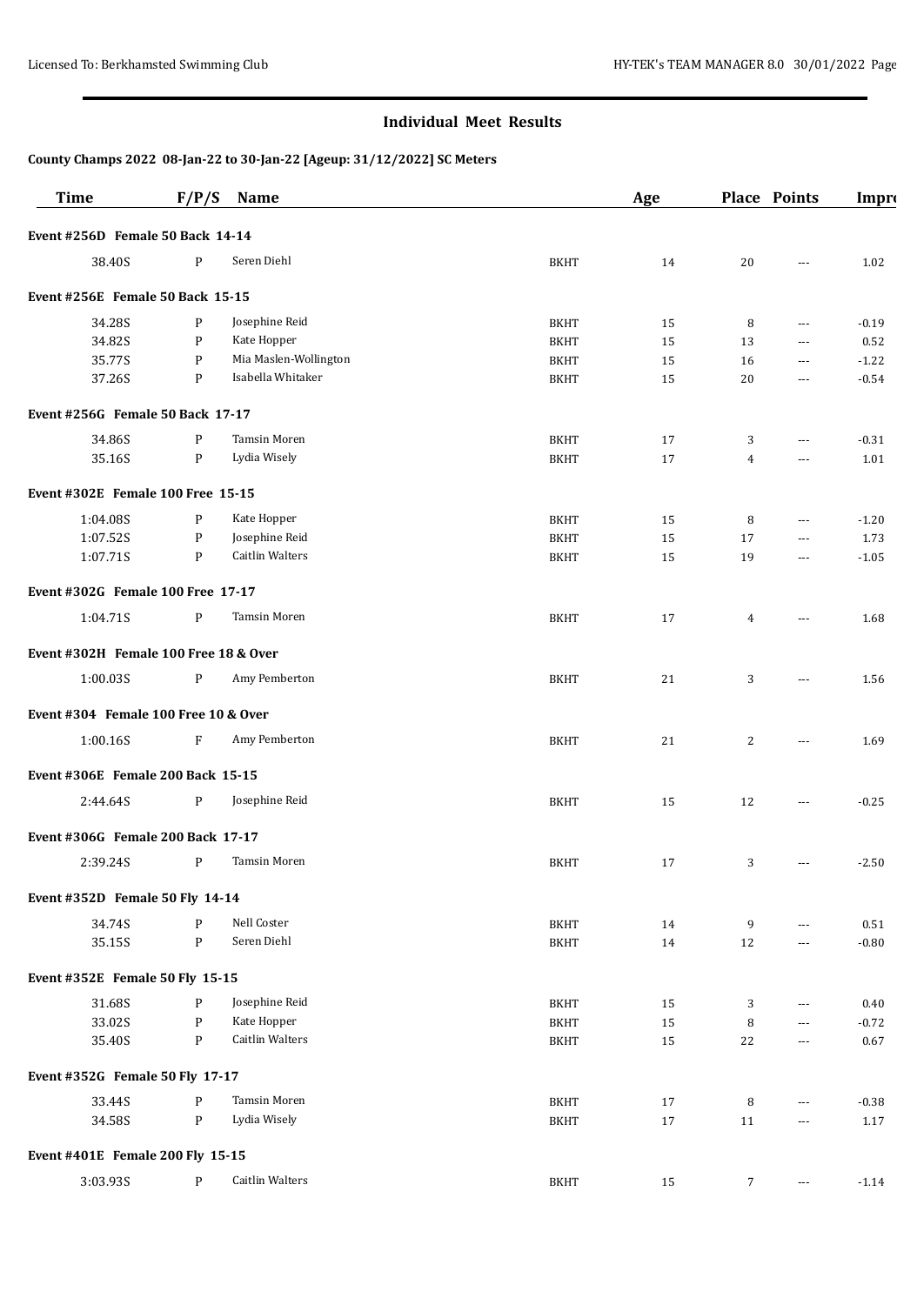## Individual Meet Results

**County Champs 2022 08-Jan-22 to 30-Jan-22 [Ageup: 31/12/2022] SC Meters**

| Time | F/P/S | Name | | Age | Place | Points | Impro |
|---|---|---|---|---|---|---|---|
| **Event #256D Female 50 Back 14-14** | | | | | | | |
| 38.40S | P | Seren Diehl | BKHT | 14 | 20 | --- | 1.02 |
| **Event #256E Female 50 Back 15-15** | | | | | | | |
| 34.28S | P | Josephine Reid | BKHT | 15 | 8 | --- | -0.19 |
| 34.82S | P | Kate Hopper | BKHT | 15 | 13 | --- | 0.52 |
| 35.77S | P | Mia Maslen-Wollington | BKHT | 15 | 16 | --- | -1.22 |
| 37.26S | P | Isabella Whitaker | BKHT | 15 | 20 | --- | -0.54 |
| **Event #256G Female 50 Back 17-17** | | | | | | | |
| 34.86S | P | Tamsin Moren | BKHT | 17 | 3 | --- | -0.31 |
| 35.16S | P | Lydia Wisely | BKHT | 17 | 4 | --- | 1.01 |
| **Event #302E Female 100 Free 15-15** | | | | | | | |
| 1:04.08S | P | Kate Hopper | BKHT | 15 | 8 | --- | -1.20 |
| 1:07.52S | P | Josephine Reid | BKHT | 15 | 17 | --- | 1.73 |
| 1:07.71S | P | Caitlin Walters | BKHT | 15 | 19 | --- | -1.05 |
| **Event #302G Female 100 Free 17-17** | | | | | | | |
| 1:04.71S | P | Tamsin Moren | BKHT | 17 | 4 | --- | 1.68 |
| **Event #302H Female 100 Free 18 & Over** | | | | | | | |
| 1:00.03S | P | Amy Pemberton | BKHT | 21 | 3 | --- | 1.56 |
| **Event #304 Female 100 Free 10 & Over** | | | | | | | |
| 1:00.16S | F | Amy Pemberton | BKHT | 21 | 2 | --- | 1.69 |
| **Event #306E Female 200 Back 15-15** | | | | | | | |
| 2:44.64S | P | Josephine Reid | BKHT | 15 | 12 | --- | -0.25 |
| **Event #306G Female 200 Back 17-17** | | | | | | | |
| 2:39.24S | P | Tamsin Moren | BKHT | 17 | 3 | --- | -2.50 |
| **Event #352D Female 50 Fly 14-14** | | | | | | | |
| 34.74S | P | Nell Coster | BKHT | 14 | 9 | --- | 0.51 |
| 35.15S | P | Seren Diehl | BKHT | 14 | 12 | --- | -0.80 |
| **Event #352E Female 50 Fly 15-15** | | | | | | | |
| 31.68S | P | Josephine Reid | BKHT | 15 | 3 | --- | 0.40 |
| 33.02S | P | Kate Hopper | BKHT | 15 | 8 | --- | -0.72 |
| 35.40S | P | Caitlin Walters | BKHT | 15 | 22 | --- | 0.67 |
| **Event #352G Female 50 Fly 17-17** | | | | | | | |
| 33.44S | P | Tamsin Moren | BKHT | 17 | 8 | --- | -0.38 |
| 34.58S | P | Lydia Wisely | BKHT | 17 | 11 | --- | 1.17 |
| **Event #401E Female 200 Fly 15-15** | | | | | | | |
| 3:03.93S | P | Caitlin Walters | BKHT | 15 | 7 | --- | -1.14 |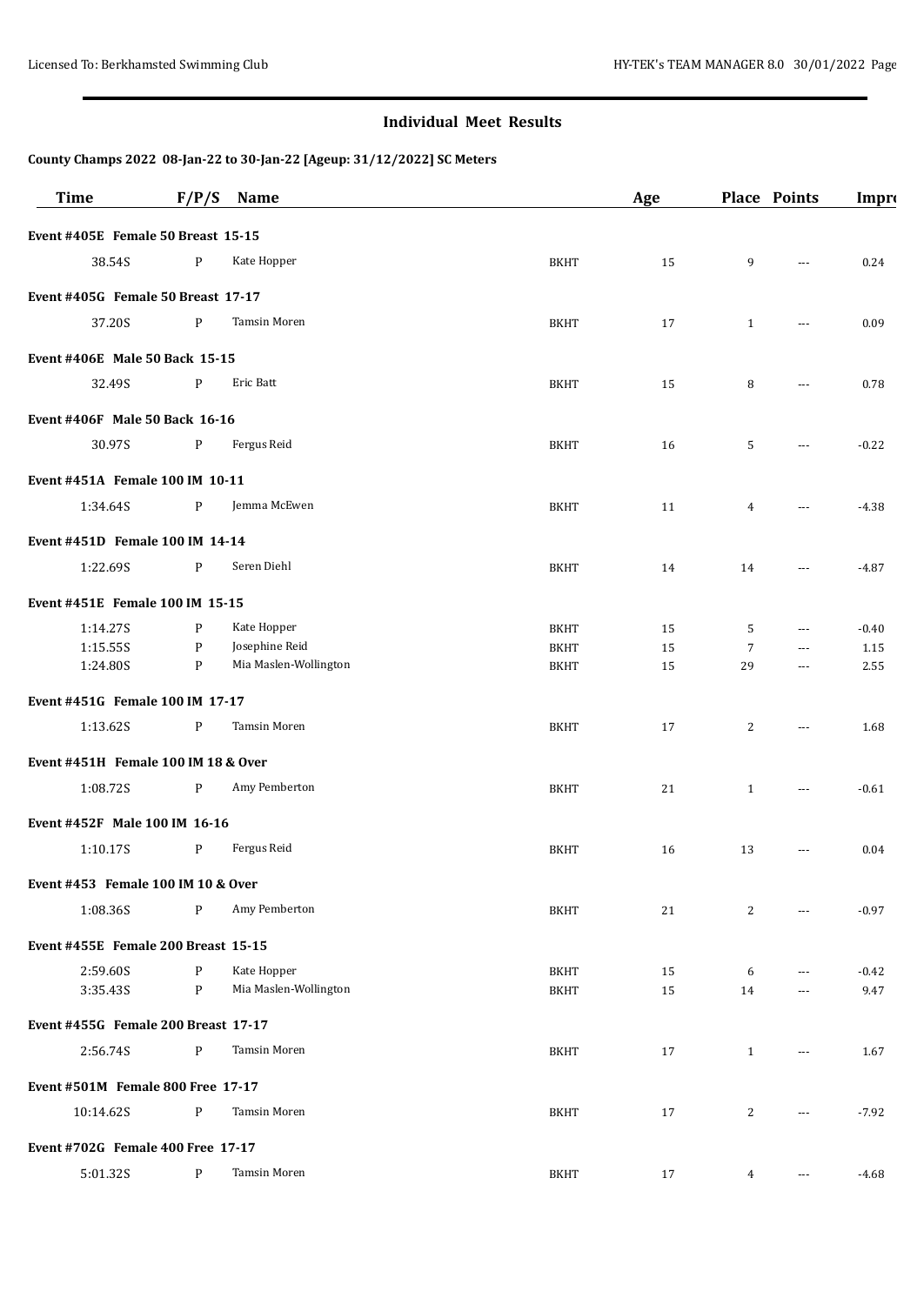## Individual Meet Results

### County Champs 2022 08-Jan-22 to 30-Jan-22 [Ageup: 31/12/2022] SC Meters

| Time | F/P/S | Name | | Age | Place | Points | Impr |
|---|---|---|---|---|---|---|---|
| **Event #405E Female 50 Breast 15-15** | | | | | | | |
| 38.54S | P | Kate Hopper | BKHT | 15 | 9 | --- | 0.24 |
| **Event #405G Female 50 Breast 17-17** | | | | | | | |
| 37.20S | P | Tamsin Moren | BKHT | 17 | 1 | --- | 0.09 |
| **Event #406E Male 50 Back 15-15** | | | | | | | |
| 32.49S | P | Eric Batt | BKHT | 15 | 8 | --- | 0.78 |
| **Event #406F Male 50 Back 16-16** | | | | | | | |
| 30.97S | P | Fergus Reid | BKHT | 16 | 5 | --- | -0.22 |
| **Event #451A Female 100 IM 10-11** | | | | | | | |
| 1:34.64S | P | Jemma McEwen | BKHT | 11 | 4 | --- | -4.38 |
| **Event #451D Female 100 IM 14-14** | | | | | | | |
| 1:22.69S | P | Seren Diehl | BKHT | 14 | 14 | --- | -4.87 |
| **Event #451E Female 100 IM 15-15** | | | | | | | |
| 1:14.27S | P | Kate Hopper | BKHT | 15 | 5 | --- | -0.40 |
| 1:15.55S | P | Josephine Reid | BKHT | 15 | 7 | --- | 1.15 |
| 1:24.80S | P | Mia Maslen-Wollington | BKHT | 15 | 29 | --- | 2.55 |
| **Event #451G Female 100 IM 17-17** | | | | | | | |
| 1:13.62S | P | Tamsin Moren | BKHT | 17 | 2 | --- | 1.68 |
| **Event #451H Female 100 IM 18 & Over** | | | | | | | |
| 1:08.72S | P | Amy Pemberton | BKHT | 21 | 1 | --- | -0.61 |
| **Event #452F Male 100 IM 16-16** | | | | | | | |
| 1:10.17S | P | Fergus Reid | BKHT | 16 | 13 | --- | 0.04 |
| **Event #453 Female 100 IM 10 & Over** | | | | | | | |
| 1:08.36S | P | Amy Pemberton | BKHT | 21 | 2 | --- | -0.97 |
| **Event #455E Female 200 Breast 15-15** | | | | | | | |
| 2:59.60S | P | Kate Hopper | BKHT | 15 | 6 | --- | -0.42 |
| 3:35.43S | P | Mia Maslen-Wollington | BKHT | 15 | 14 | --- | 9.47 |
| **Event #455G Female 200 Breast 17-17** | | | | | | | |
| 2:56.74S | P | Tamsin Moren | BKHT | 17 | 1 | --- | 1.67 |
| **Event #501M Female 800 Free 17-17** | | | | | | | |
| 10:14.62S | P | Tamsin Moren | BKHT | 17 | 2 | --- | -7.92 |
| **Event #702G Female 400 Free 17-17** | | | | | | | |
| 5:01.32S | P | Tamsin Moren | BKHT | 17 | 4 | --- | -4.68 |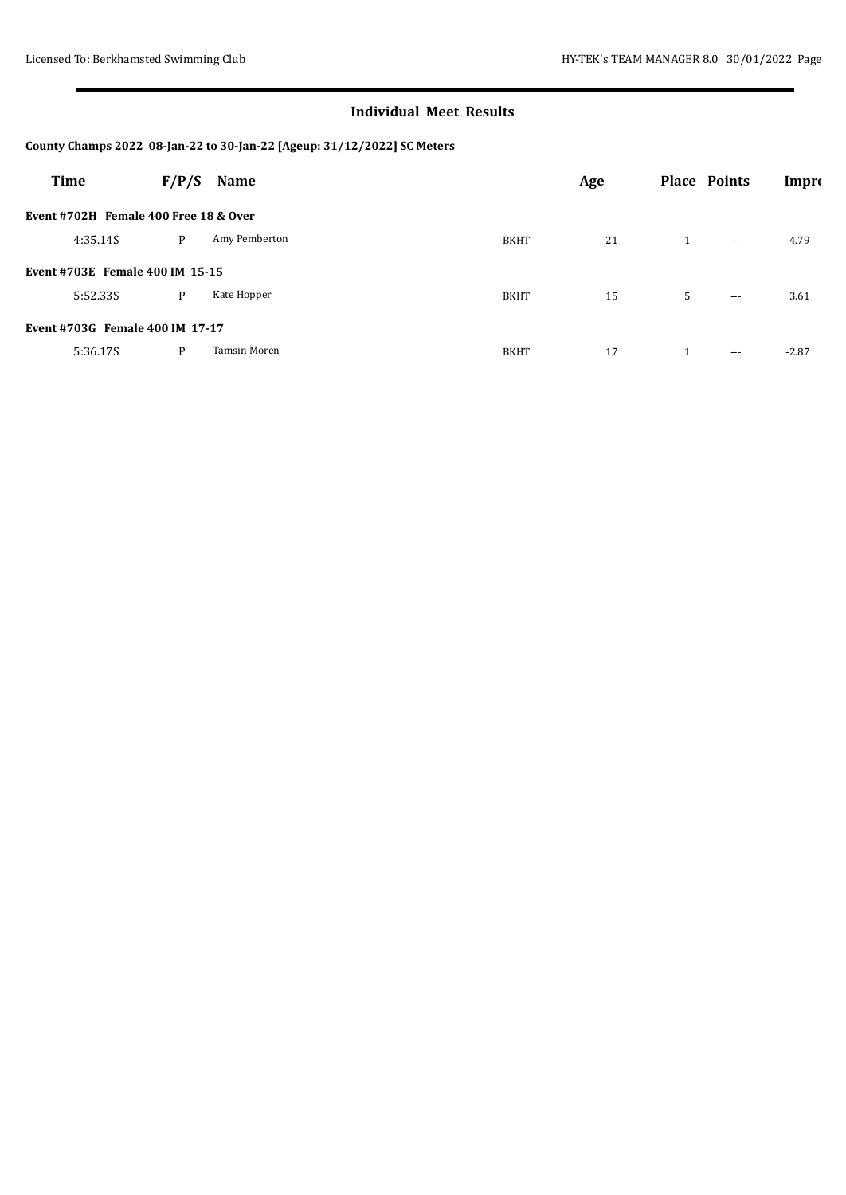## Individual Meet Results

**County Champs 2022 08-Jan-22 to 30-Jan-22 [Ageup: 31/12/2022] SC Meters**

| Time | F/P/S | Name | | Age | Place | Points | Impro |
|---|---|---|---|---|---|---|---|
| **Event #702H Female 400 Free 18 & Over** | | | | | | | |
| 4:35.14S | P | Amy Pemberton | BKHT | 21 | 1 | --- | -4.79 |
| **Event #703E Female 400 IM 15-15** | | | | | | | |
| 5:52.33S | P | Kate Hopper | BKHT | 15 | 5 | --- | 3.61 |
| **Event #703G Female 400 IM 17-17** | | | | | | | |
| 5:36.17S | P | Tamsin Moren | BKHT | 17 | 1 | --- | -2.87 |